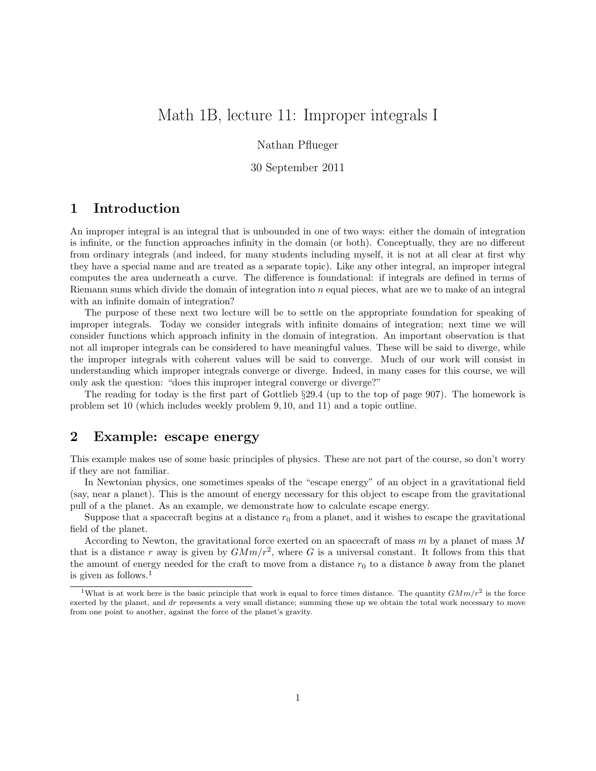# Math 1B, lecture 11: Improper integrals I

Nathan Pflueger

30 September 2011

## 1 Introduction

An improper integral is an integral that is unbounded in one of two ways: either the domain of integration is infinite, or the function approaches infinity in the domain (or both). Conceptually, they are no different from ordinary integrals (and indeed, for many students including myself, it is not at all clear at first why they have a special name and are treated as a separate topic). Like any other integral, an improper integral computes the area underneath a curve. The difference is foundational: if integrals are defined in terms of Riemann sums which divide the domain of integration into $n$ equal pieces, what are we to make of an integral with an infinite domain of integration?

The purpose of these next two lecture will be to settle on the appropriate foundation for speaking of improper integrals. Today we consider integrals with infinite domains of integration; next time we will consider functions which approach infinity in the domain of integration. An important observation is that not all improper integrals can be considered to have meaningful values. These will be said to diverge, while the improper integrals with coherent values will be said to converge. Much of our work will consist in understanding which improper integrals converge or diverge. Indeed, in many cases for this course, we will only ask the question: "does this improper integral converge or diverge?"

The reading for today is the first part of Gottlieb §29.4 (up to the top of page 907). The homework is problem set 10 (which includes weekly problem 9, 10, and 11) and a topic outline.

## 2 Example: escape energy

This example makes use of some basic principles of physics. These are not part of the course, so don't worry if they are not familiar.

In Newtonian physics, one sometimes speaks of the "escape energy" of an object in a gravitational field (say, near a planet). This is the amount of energy necessary for this object to escape from the gravitational pull of a the planet. As an example, we demonstrate how to calculate escape energy.

Suppose that a spacecraft begins at a distance $r_0$ from a planet, and it wishes to escape the gravitational field of the planet.

According to Newton, the gravitational force exerted on an spacecraft of mass $m$ by a planet of mass $M$ that is a distance $r$ away is given by $GMm/r^2$, where $G$ is a universal constant. It follows from this that the amount of energy needed for the craft to move from a distance $r_0$ to a distance $b$ away from the planet is given as follows.[1]

[1] What is at work here is the basic principle that work is equal to force times distance. The quantity $GMm/r^2$ is the force exerted by the planet, and $dr$ represents a very small distance; summing these up we obtain the total work necessary to move from one point to another, against the force of the planet's gravity.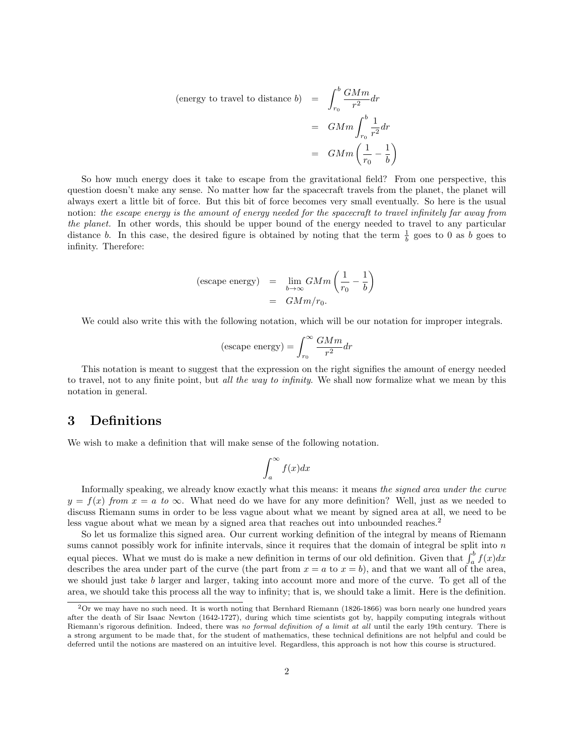$$
\begin{aligned}
\text{(energy to travel to distance } b) &= \int_{r_0}^{b} \frac{GMm}{r^2} dr \\
&= GMm \int_{r_0}^{b} \frac{1}{r^2} dr \\
&= GMm \left( \frac{1}{r_0} - \frac{1}{b} \right)
\end{aligned}
$$

So how much energy does it take to escape from the gravitational field? From one perspective, this question doesn't make any sense. No matter how far the spacecraft travels from the planet, the planet will always exert a little bit of force. But this bit of force becomes very small eventually. So here is the usual notion: *the escape energy is the amount of energy needed for the spacecraft to travel infinitely far away from the planet.* In other words, this should be upper bound of the energy needed to travel to any particular distance $b$. In this case, the desired figure is obtained by noting that the term $\frac{1}{b}$ goes to 0 as $b$ goes to infinity. Therefore:

$$
\begin{aligned}
\text{(escape energy)} &= \lim_{b \to \infty} GMm \left( \frac{1}{r_0} - \frac{1}{b} \right) \\
&= GMm/r_0.
\end{aligned}
$$

We could also write this with the following notation, which will be our notation for improper integrals.

$$
\text{(escape energy)} = \int_{r_0}^{\infty} \frac{GMm}{r^2} dr
$$

This notation is meant to suggest that the expression on the right signifies the amount of energy needed to travel, not to any finite point, but *all the way to infinity.* We shall now formalize what we mean by this notation in general.

## 3 Definitions

We wish to make a definition that will make sense of the following notation.

$$
\int_a^{\infty} f(x) dx
$$

Informally speaking, we already know exactly what this means: it means *the signed area under the curve* $y = f(x)$ *from* $x = a$ *to* $\infty$. What need do we have for any more definition? Well, just as we needed to discuss Riemann sums in order to be less vague about what we meant by signed area at all, we need to be less vague about what we mean by a signed area that reaches out into unbounded reaches.[2]

So let us formalize this signed area. Our current working definition of the integral by means of Riemann sums cannot possibly work for infinite intervals, since it requires that the domain of integral be split into $n$ equal pieces. What we must do is make a new definition in terms of our old definition. Given that $\int_a^b f(x)dx$ describes the area under part of the curve (the part from $x = a$ to $x = b$), and that we want all of the area, we should just take $b$ larger and larger, taking into account more and more of the curve. To get all of the area, we should take this process all the way to infinity; that is, we should take a limit. Here is the definition.

[2] Or we may have no such need. It is worth noting that Bernhard Riemann (1826-1866) was born nearly one hundred years after the death of Sir Isaac Newton (1642-1727), during which time scientists got by, happily computing integrals without Riemann's rigorous definition. Indeed, there was *no formal definition of a limit at all* until the early 19th century. There is a strong argument to be made that, for the student of mathematics, these technical definitions are not helpful and could be deferred until the notions are mastered on an intuitive level. Regardless, this approach is not how this course is structured.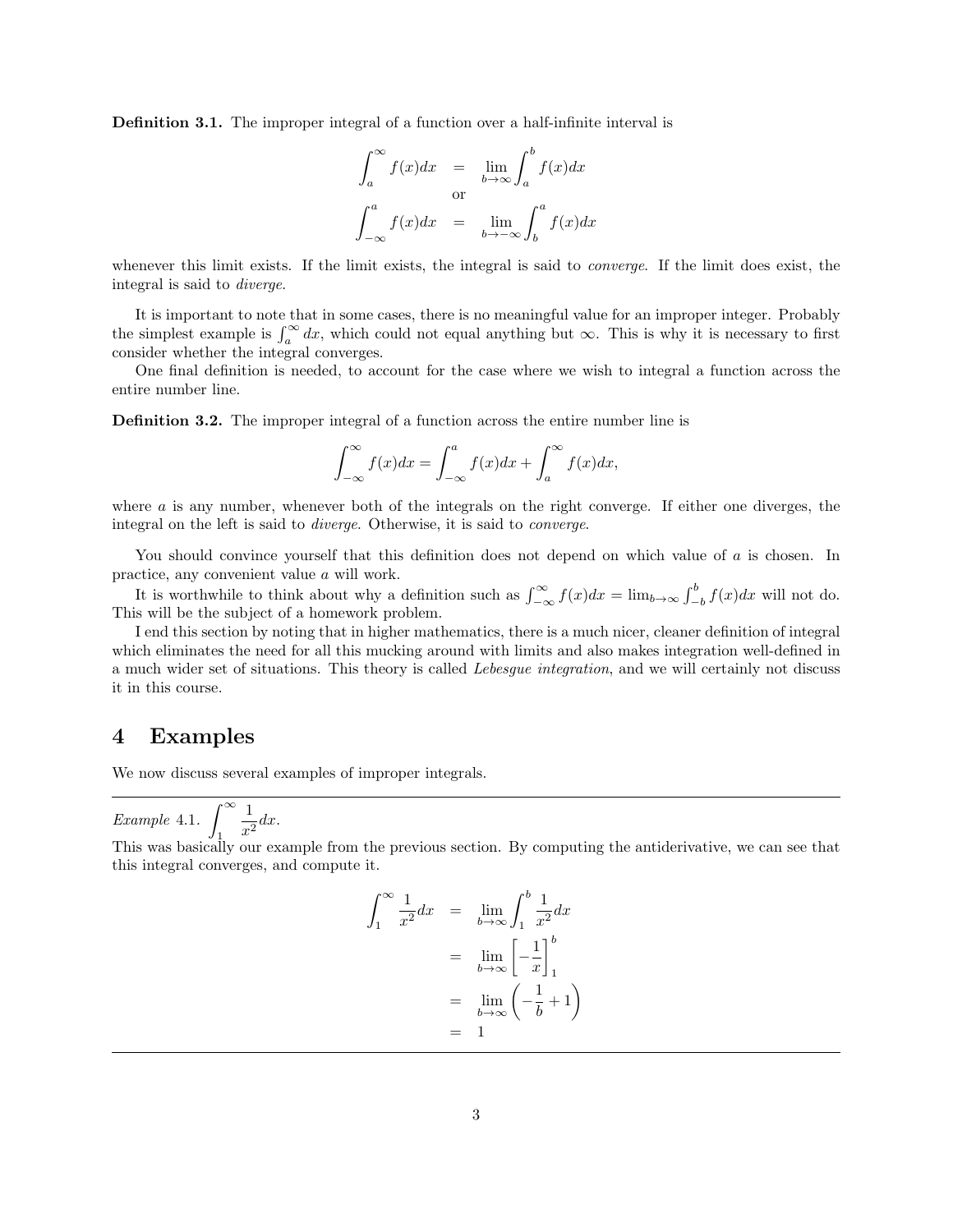**Definition 3.1.** The improper integral of a function over a half-infinite interval is

$$\int_a^\infty f(x)dx = \lim_{b\to\infty}\int_a^b f(x)dx$$

or

$$\int_{-\infty}^a f(x)dx = \lim_{b\to-\infty}\int_b^a f(x)dx$$

whenever this limit exists. If the limit exists, the integral is said to *converge*. If the limit does exist, the integral is said to *diverge*.

It is important to note that in some cases, there is no meaningful value for an improper integer. Probably the simplest example is $\int_a^\infty dx$, which could not equal anything but $\infty$. This is why it is necessary to first consider whether the integral converges.

One final definition is needed, to account for the case where we wish to integral a function across the entire number line.

**Definition 3.2.** The improper integral of a function across the entire number line is

$$\int_{-\infty}^\infty f(x)dx = \int_{-\infty}^a f(x)dx + \int_a^\infty f(x)dx,$$

where $a$ is any number, whenever both of the integrals on the right converge. If either one diverges, the integral on the left is said to *diverge*. Otherwise, it is said to *converge*.

You should convince yourself that this definition does not depend on which value of $a$ is chosen. In practice, any convenient value $a$ will work.

It is worthwhile to think about why a definition such as $\int_{-\infty}^\infty f(x)dx = \lim_{b\to\infty}\int_{-b}^b f(x)dx$ will not do. This will be the subject of a homework problem.

I end this section by noting that in higher mathematics, there is a much nicer, cleaner definition of integral which eliminates the need for all this mucking around with limits and also makes integration well-defined in a much wider set of situations. This theory is called *Lebesgue integration*, and we will certainly not discuss it in this course.

# 4 Examples

We now discuss several examples of improper integrals.

---

*Example* 4.1. $\displaystyle\int_1^\infty \frac{1}{x^2}dx$.

This was basically our example from the previous section. By computing the antiderivative, we can see that this integral converges, and compute it.

$$\begin{aligned}
\int_1^\infty \frac{1}{x^2}dx &= \lim_{b\to\infty}\int_1^b \frac{1}{x^2}dx \\
&= \lim_{b\to\infty}\left[-\frac{1}{x}\right]_1^b \\
&= \lim_{b\to\infty}\left(-\frac{1}{b}+1\right) \\
&= 1
\end{aligned}$$

---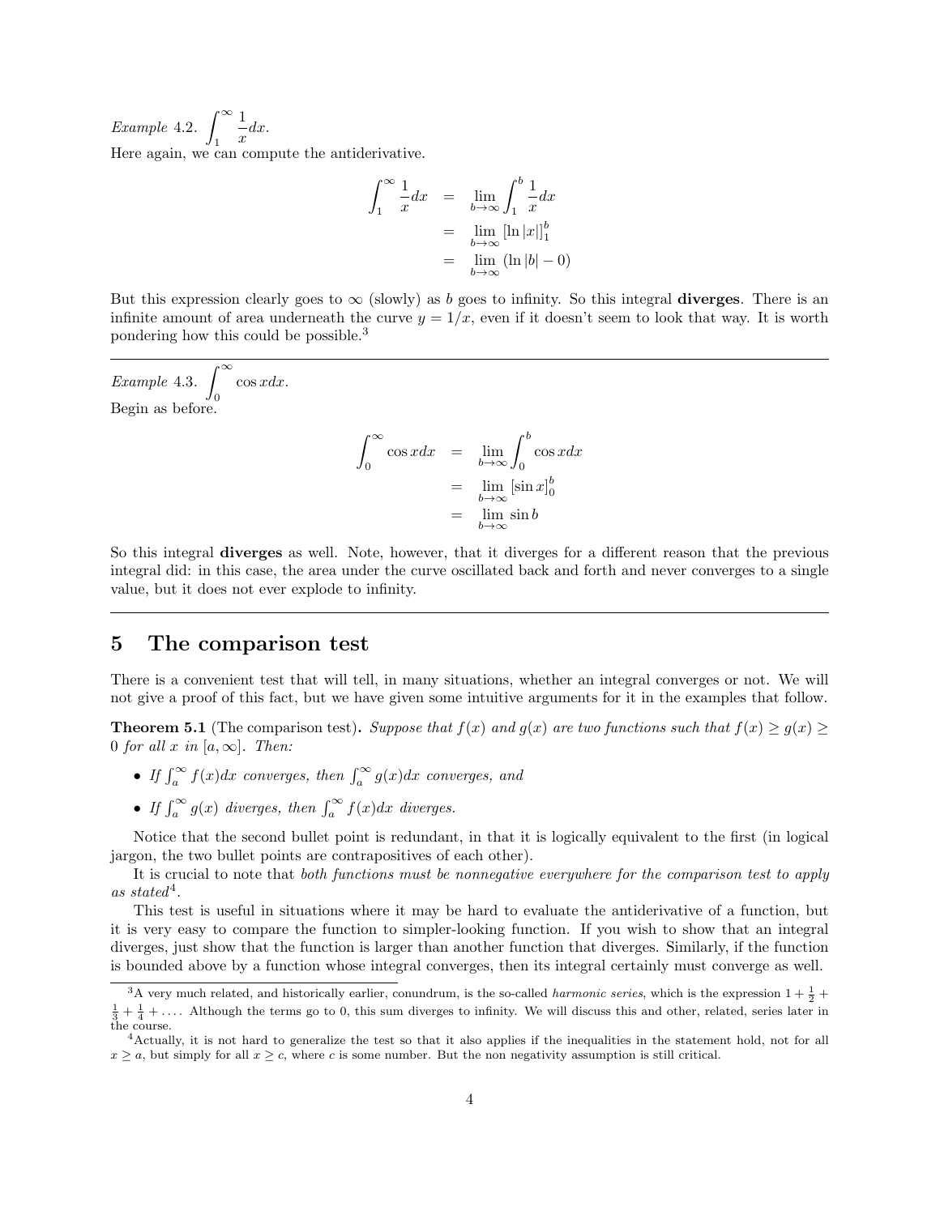*Example* 4.2. $\displaystyle\int_1^\infty \frac{1}{x}dx$.

Here again, we can compute the antiderivative.

$$
\begin{aligned}
\int_1^\infty \frac{1}{x}dx &= \lim_{b\to\infty}\int_1^b \frac{1}{x}dx \\
&= \lim_{b\to\infty}\left[\ln|x|\right]_1^b \\
&= \lim_{b\to\infty}\left(\ln|b| - 0\right)
\end{aligned}
$$

But this expression clearly goes to $\infty$ (slowly) as $b$ goes to infinity. So this integral **diverges**. There is an infinite amount of area underneath the curve $y = 1/x$, even if it doesn't seem to look that way. It is worth pondering how this could be possible.[3]

---

*Example* 4.3. $\displaystyle\int_0^\infty \cos x dx$.

Begin as before.

$$
\begin{aligned}
\int_0^\infty \cos x dx &= \lim_{b\to\infty}\int_0^b \cos x dx \\
&= \lim_{b\to\infty}\left[\sin x\right]_0^b \\
&= \lim_{b\to\infty}\sin b
\end{aligned}
$$

So this integral **diverges** as well. Note, however, that it diverges for a different reason that the previous integral did: in this case, the area under the curve oscillated back and forth and never converges to a single value, but it does not ever explode to infinity.

---

## 5 The comparison test

There is a convenient test that will tell, in many situations, whether an integral converges or not. We will not give a proof of this fact, but we have given some intuitive arguments for it in the examples that follow.

**Theorem 5.1** (The comparison test)**.** *Suppose that $f(x)$ and $g(x)$ are two functions such that $f(x) \geq g(x) \geq 0$ for all $x$ in $[a, \infty]$. Then:*

- *If $\int_a^\infty f(x)dx$ converges, then $\int_a^\infty g(x)dx$ converges, and*
- *If $\int_a^\infty g(x)$ diverges, then $\int_a^\infty f(x)dx$ diverges.*

Notice that the second bullet point is redundant, in that it is logically equivalent to the first (in logical jargon, the two bullet points are contrapositives of each other).

It is crucial to note that *both functions must be nonnegative everywhere for the comparison test to apply as stated*[4].

This test is useful in situations where it may be hard to evaluate the antiderivative of a function, but it is very easy to compare the function to simpler-looking function. If you wish to show that an integral diverges, just show that the function is larger than another function that diverges. Similarly, if the function is bounded above by a function whose integral converges, then its integral certainly must converge as well.

---

[3] A very much related, and historically earlier, conundrum, is the so-called *harmonic series*, which is the expression $1 + \frac{1}{2} + \frac{1}{3} + \frac{1}{4} + \ldots$. Although the terms go to 0, this sum diverges to infinity. We will discuss this and other, related, series later in the course.

[4] Actually, it is not hard to generalize the test so that it also applies if the inequalities in the statement hold, not for all $x \geq a$, but simply for all $x \geq c$, where $c$ is some number. But the non negativity assumption is still critical.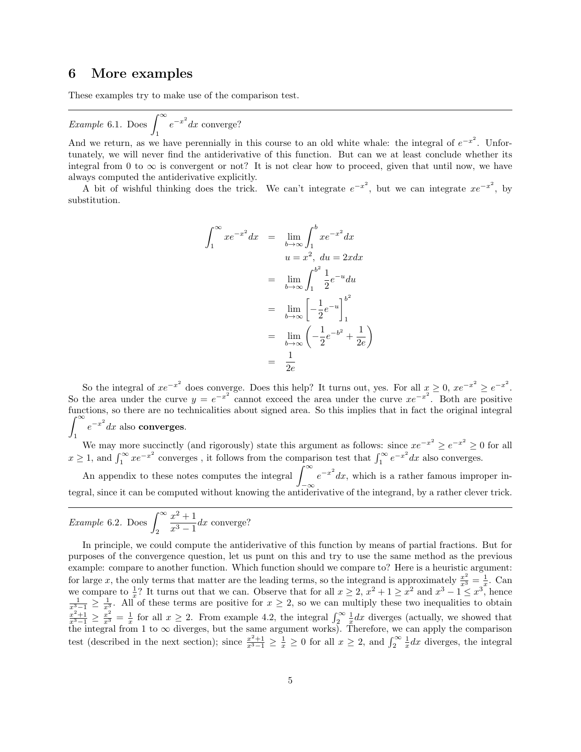## 6 More examples

These examples try to make use of the comparison test.

---

*Example* 6.1. Does $\displaystyle\int_1^\infty e^{-x^2}dx$ converge?

And we return, as we have perennially in this course to an old white whale: the integral of $e^{-x^2}$. Unfortunately, we will never find the antiderivative of this function. But can we at least conclude whether its integral from 0 to $\infty$ is convergent or not? It is not clear how to proceed, given that until now, we have always computed the antiderivative explicitly.

A bit of wishful thinking does the trick. We can't integrate $e^{-x^2}$, but we can integrate $xe^{-x^2}$, by substitution.

$$
\begin{aligned}
\int_1^\infty xe^{-x^2}dx &= \lim_{b\to\infty}\int_1^b xe^{-x^2}dx \\
& \quad u = x^2,\ du = 2xdx \\
&= \lim_{b\to\infty}\int_1^{b^2}\frac{1}{2}e^{-u}du \\
&= \lim_{b\to\infty}\left[-\frac{1}{2}e^{-u}\right]_1^{b^2} \\
&= \lim_{b\to\infty}\left(-\frac{1}{2}e^{-b^2}+\frac{1}{2e}\right) \\
&= \frac{1}{2e}
\end{aligned}
$$

So the integral of $xe^{-x^2}$ does converge. Does this help? It turns out, yes. For all $x \geq 0$, $xe^{-x^2} \geq e^{-x^2}$. So the area under the curve $y = e^{-x^2}$ cannot exceed the area under the curve $xe^{-x^2}$. Both are positive functions, so there are no technicalities about signed area. So this implies that in fact the original integral $\displaystyle\int_1^\infty e^{-x^2}dx$ also **converges**.

We may more succinctly (and rigorously) state this argument as follows: since $xe^{-x^2} \geq e^{-x^2} \geq 0$ for all $x \geq 1$, and $\int_1^\infty xe^{-x^2}$ converges , it follows from the comparison test that $\int_1^\infty e^{-x^2}dx$ also converges.

An appendix to these notes computes the integral $\displaystyle\int_{-\infty}^\infty e^{-x^2}dx$, which is a rather famous improper integral, since it can be computed without knowing the antiderivative of the integrand, by a rather clever trick.

---

*Example* 6.2. Does $\displaystyle\int_2^\infty \frac{x^2+1}{x^3-1}dx$ converge?

In principle, we could compute the antiderivative of this function by means of partial fractions. But for purposes of the convergence question, let us punt on this and try to use the same method as the previous example: compare to another function. Which function should we compare to? Here is a heuristic argument: for large $x$, the only terms that matter are the leading terms, so the integrand is approximately $\frac{x^2}{x^3} = \frac{1}{x}$. Can we compare to $\frac{1}{x}$? It turns out that we can. Observe that for all $x \geq 2$, $x^2 + 1 \geq x^2$ and $x^3 - 1 \leq x^3$, hence $\frac{1}{x^3-1} \geq \frac{1}{x^3}$. All of these terms are positive for $x \geq 2$, so we can multiply these two inequalities to obtain $\frac{x^2+1}{x^3-1} \geq \frac{x^2}{x^3} = \frac{1}{x}$ for all $x \geq 2$. From example 4.2, the integral $\int_2^\infty \frac{1}{x}dx$ diverges (actually, we showed that the integral from 1 to $\infty$ diverges, but the same argument works). Therefore, we can apply the comparison test (described in the next section); since $\frac{x^2+1}{x^3-1} \geq \frac{1}{x} \geq 0$ for all $x \geq 2$, and $\int_2^\infty \frac{1}{x}dx$ diverges, the integral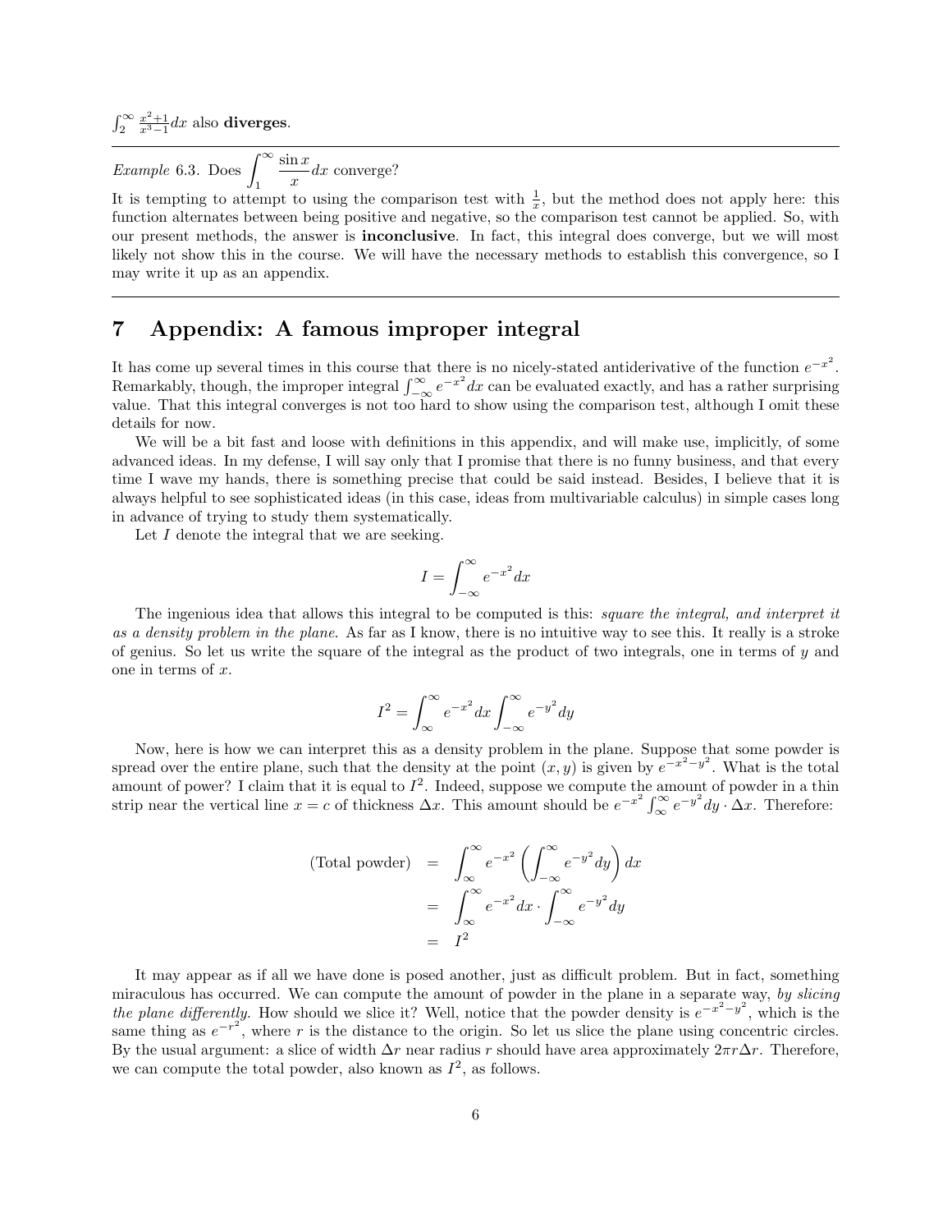$\int_2^\infty \frac{x^2+1}{x^3-1}dx$ also **diverges**.

---

*Example* 6.3. Does $\displaystyle\int_1^\infty \frac{\sin x}{x} dx$ converge?

It is tempting to attempt to using the comparison test with $\frac{1}{x}$, but the method does not apply here: this function alternates between being positive and negative, so the comparison test cannot be applied. So, with our present methods, the answer is **inconclusive**. In fact, this integral does converge, but we will most likely not show this in the course. We will have the necessary methods to establish this convergence, so I may write it up as an appendix.

---

## 7 Appendix: A famous improper integral

It has come up several times in this course that there is no nicely-stated antiderivative of the function $e^{-x^2}$. Remarkably, though, the improper integral $\int_{-\infty}^{\infty} e^{-x^2} dx$ can be evaluated exactly, and has a rather surprising value. That this integral converges is not too hard to show using the comparison test, although I omit these details for now.

We will be a bit fast and loose with definitions in this appendix, and will make use, implicitly, of some advanced ideas. In my defense, I will say only that I promise that there is no funny business, and that every time I wave my hands, there is something precise that could be said instead. Besides, I believe that it is always helpful to see sophisticated ideas (in this case, ideas from multivariable calculus) in simple cases long in advance of trying to study them systematically.

Let $I$ denote the integral that we are seeking.

$$I = \int_{-\infty}^{\infty} e^{-x^2} dx$$

The ingenious idea that allows this integral to be computed is this: *square the integral, and interpret it as a density problem in the plane*. As far as I know, there is no intuitive way to see this. It really is a stroke of genius. So let us write the square of the integral as the product of two integrals, one in terms of $y$ and one in terms of $x$.

$$I^2 = \int_{\infty}^{\infty} e^{-x^2} dx \int_{-\infty}^{\infty} e^{-y^2} dy$$

Now, here is how we can interpret this as a density problem in the plane. Suppose that some powder is spread over the entire plane, such that the density at the point $(x, y)$ is given by $e^{-x^2-y^2}$. What is the total amount of power? I claim that it is equal to $I^2$. Indeed, suppose we compute the amount of powder in a thin strip near the vertical line $x = c$ of thickness $\Delta x$. This amount should be $e^{-x^2} \int_{\infty}^{\infty} e^{-y^2} dy \cdot \Delta x$. Therefore:

$$\begin{aligned}
\text{(Total powder)} &= \int_{\infty}^{\infty} e^{-x^2} \left( \int_{-\infty}^{\infty} e^{-y^2} dy \right) dx \\
&= \int_{\infty}^{\infty} e^{-x^2} dx \cdot \int_{-\infty}^{\infty} e^{-y^2} dy \\
&= I^2
\end{aligned}$$

It may appear as if all we have done is posed another, just as difficult problem. But in fact, something miraculous has occurred. We can compute the amount of powder in the plane in a separate way, *by slicing the plane differently*. How should we slice it? Well, notice that the powder density is $e^{-x^2-y^2}$, which is the same thing as $e^{-r^2}$, where $r$ is the distance to the origin. So let us slice the plane using concentric circles. By the usual argument: a slice of width $\Delta r$ near radius $r$ should have area approximately $2\pi r \Delta r$. Therefore, we can compute the total powder, also known as $I^2$, as follows.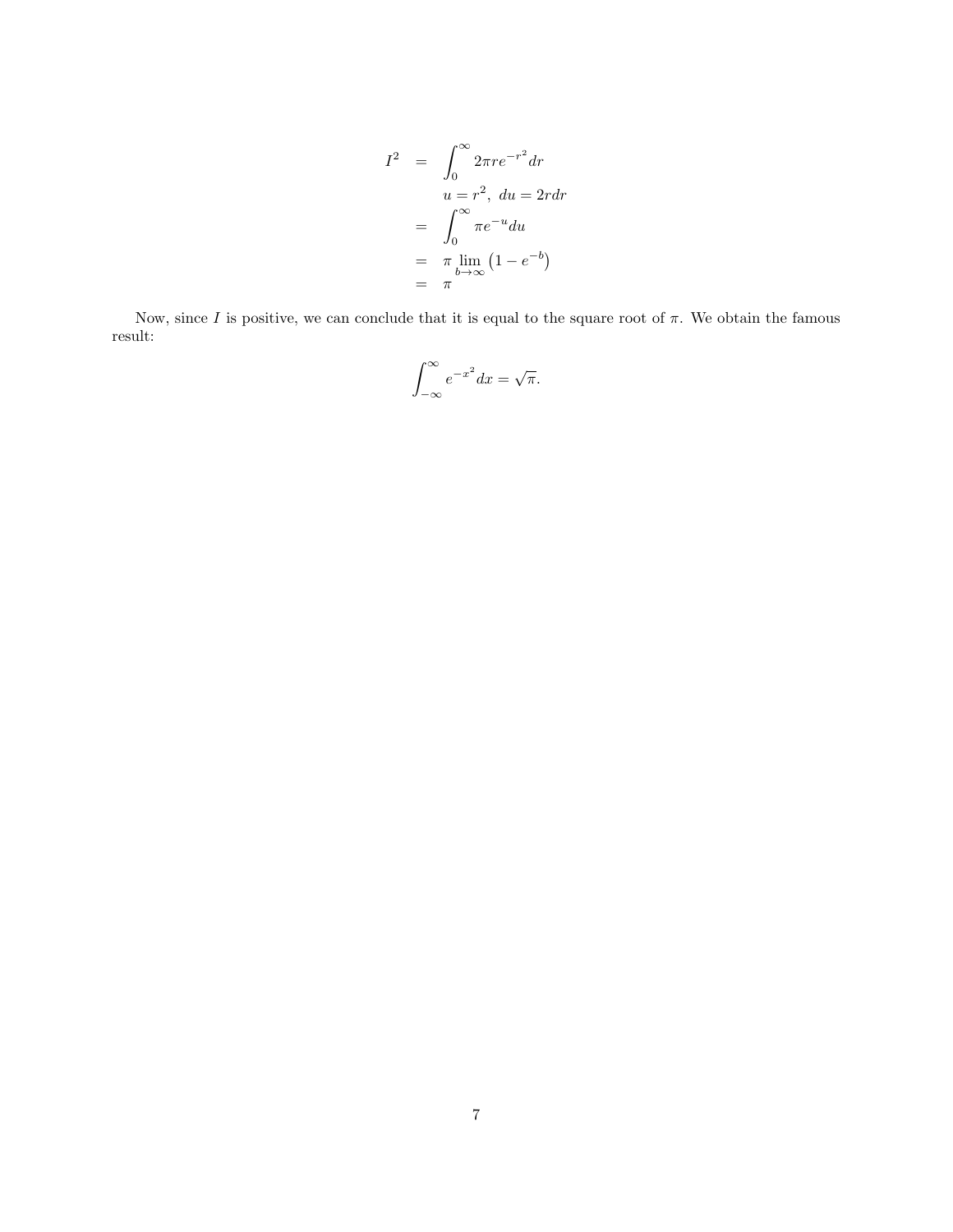$$
\begin{aligned}
I^2 &= \int_0^\infty 2\pi r e^{-r^2} dr \\
&\quad u = r^2,\ du = 2rdr \\
&= \int_0^\infty \pi e^{-u} du \\
&= \pi \lim_{b\to\infty} \left(1 - e^{-b}\right) \\
&= \pi
\end{aligned}
$$

Now, since $I$ is positive, we can conclude that it is equal to the square root of $\pi$. We obtain the famous result:

$$
\int_{-\infty}^{\infty} e^{-x^2} dx = \sqrt{\pi}.
$$